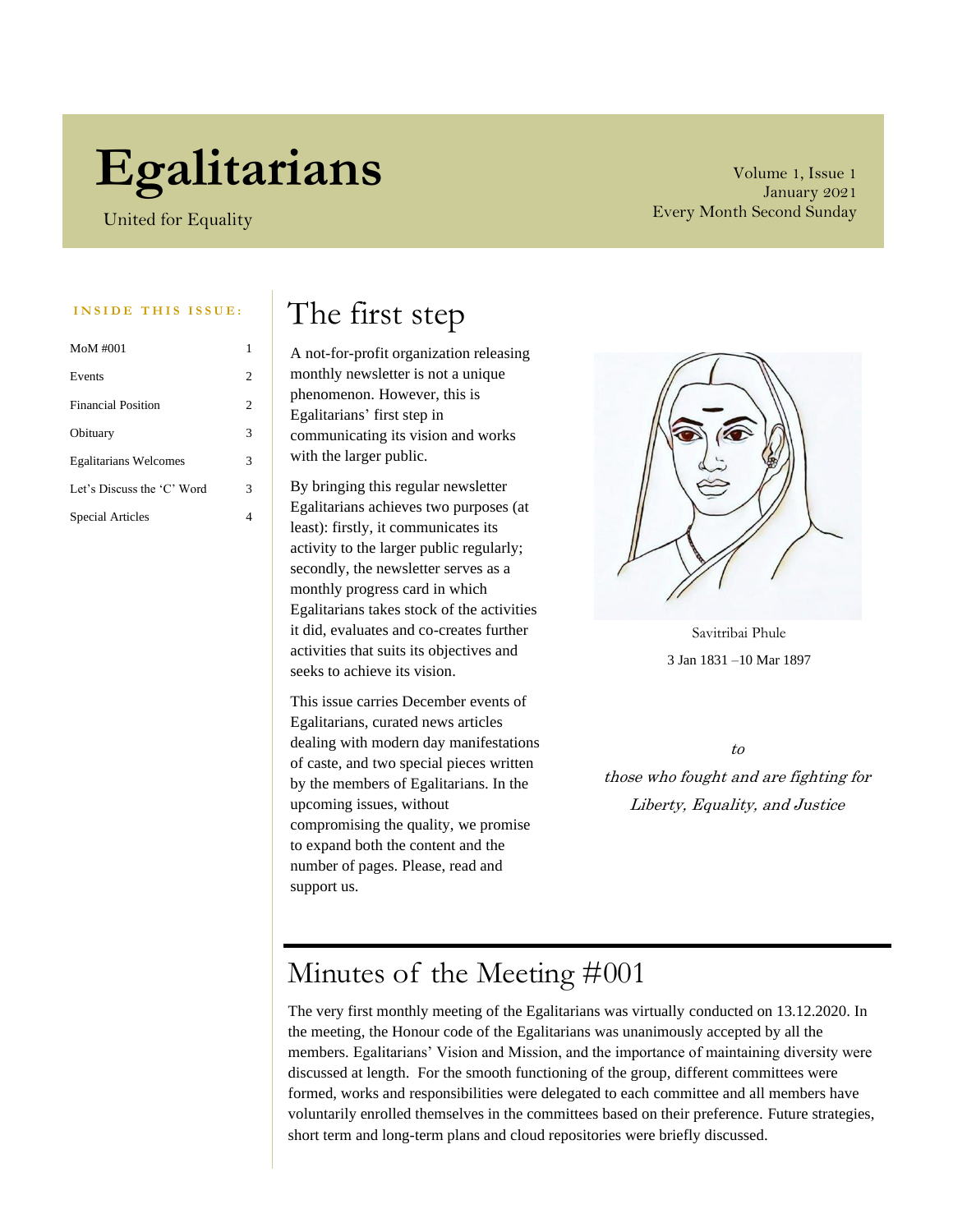# Egalitarians

United for Equality

Volume 1, Issue 1
January 2021
Every Month Second Sunday

**INSIDE THIS ISSUE:**

| | |
|---|---|
| MoM #001 | 1 |
| Events | 2 |
| Financial Position | 2 |
| Obituary | 3 |
| Egalitarians Welcomes | 3 |
| Let's Discuss the 'C' Word | 3 |
| Special Articles | 4 |

## The first step

A not-for-profit organization releasing monthly newsletter is not a unique phenomenon. However, this is Egalitarians' first step in communicating its vision and works with the larger public.

By bringing this regular newsletter Egalitarians achieves two purposes (at least): firstly, it communicates its activity to the larger public regularly; secondly, the newsletter serves as a monthly progress card in which Egalitarians takes stock of the activities it did, evaluates and co-creates further activities that suits its objectives and seeks to achieve its vision.

This issue carries December events of Egalitarians, curated news articles dealing with modern day manifestations of caste, and two special pieces written by the members of Egalitarians. In the upcoming issues, without compromising the quality, we promise to expand both the content and the number of pages. Please, read and support us.

Savitribai Phule

3 Jan 1831 –10 Mar 1897

*to*
*those who fought and are fighting for*
*Liberty, Equality, and Justice*

## Minutes of the Meeting #001

The very first monthly meeting of the Egalitarians was virtually conducted on 13.12.2020. In the meeting, the Honour code of the Egalitarians was unanimously accepted by all the members. Egalitarians' Vision and Mission, and the importance of maintaining diversity were discussed at length. For the smooth functioning of the group, different committees were formed, works and responsibilities were delegated to each committee and all members have voluntarily enrolled themselves in the committees based on their preference. Future strategies, short term and long-term plans and cloud repositories were briefly discussed.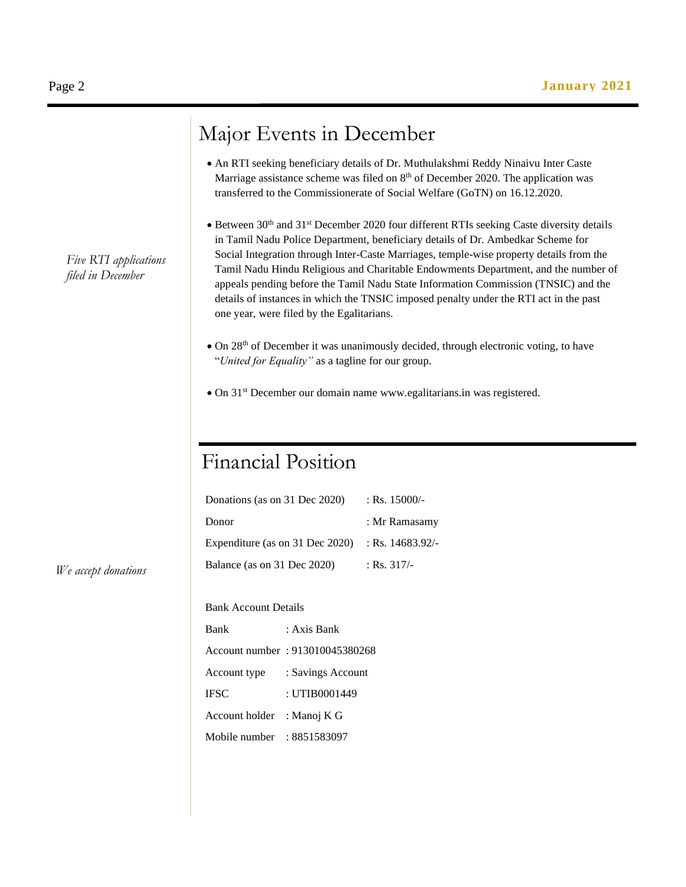# Major Events in December

*Five RTI applications filed in December*

- An RTI seeking beneficiary details of Dr. Muthulakshmi Reddy Ninaivu Inter Caste Marriage assistance scheme was filed on 8th of December 2020. The application was transferred to the Commissionerate of Social Welfare (GoTN) on 16.12.2020.
- Between 30th and 31st December 2020 four different RTIs seeking Caste diversity details in Tamil Nadu Police Department, beneficiary details of Dr. Ambedkar Scheme for Social Integration through Inter-Caste Marriages, temple-wise property details from the Tamil Nadu Hindu Religious and Charitable Endowments Department, and the number of appeals pending before the Tamil Nadu State Information Commission (TNSIC) and the details of instances in which the TNSIC imposed penalty under the RTI act in the past one year, were filed by the Egalitarians.
- On 28th of December it was unanimously decided, through electronic voting, to have "*United for Equality"* as a tagline for our group.
- On 31st December our domain name www.egalitarians.in was registered.

# Financial Position

*We accept donations*

| | |
|---|---|
| Donations (as on 31 Dec 2020) | : Rs. 15000/- |
| Donor | : Mr Ramasamy |
| Expenditure (as on 31 Dec 2020) | : Rs. 14683.92/- |
| Balance (as on 31 Dec 2020) | : Rs. 317/- |

Bank Account Details

| | |
|---|---|
| Bank | : Axis Bank |
| Account number | : 913010045380268 |
| Account type | : Savings Account |
| IFSC | : UTIB0001449 |
| Account holder | : Manoj K G |
| Mobile number | : 8851583097 |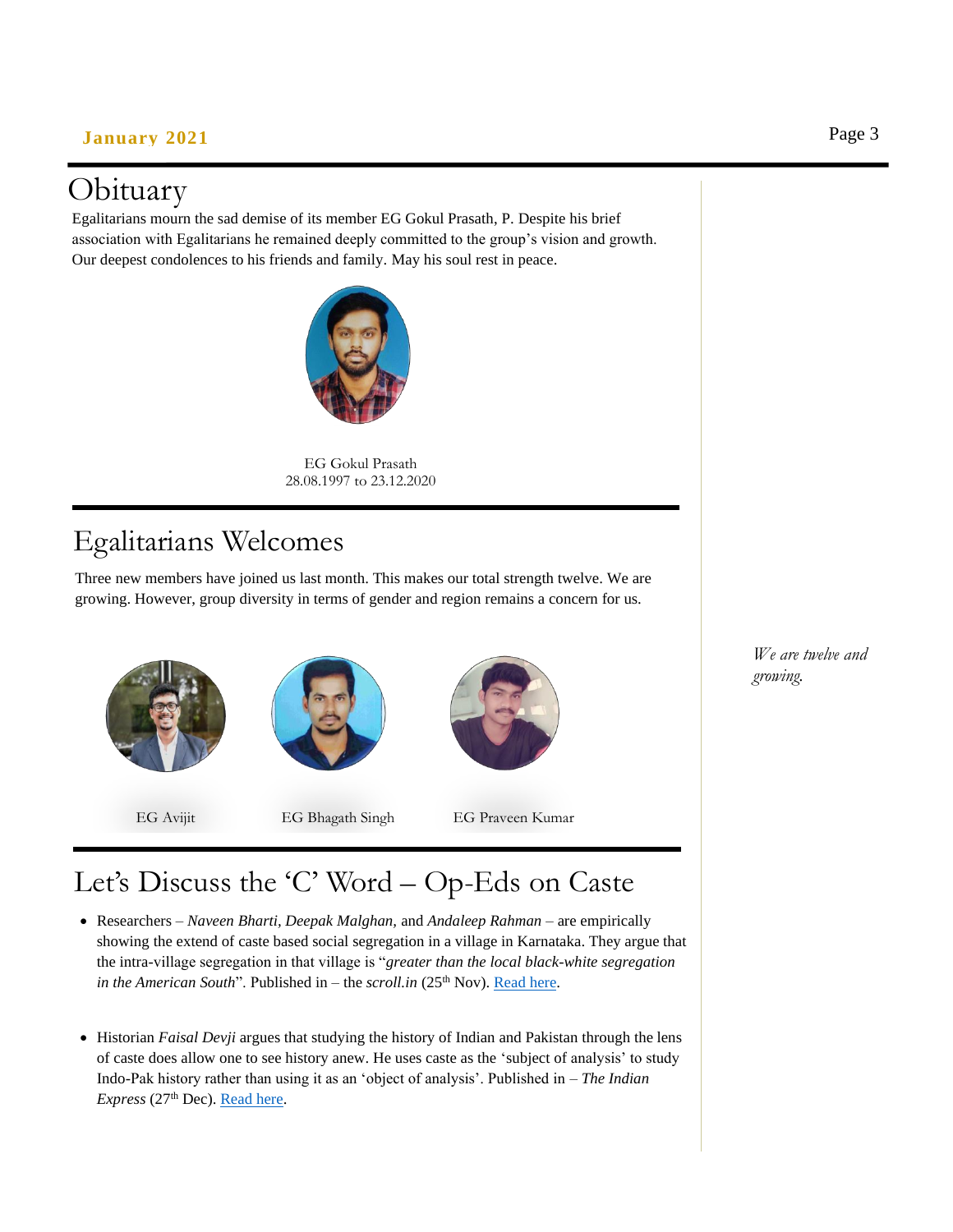## Obituary

Egalitarians mourn the sad demise of its member EG Gokul Prasath, P. Despite his brief association with Egalitarians he remained deeply committed to the group's vision and growth. Our deepest condolences to his friends and family. May his soul rest in peace.

EG Gokul Prasath
28.08.1997 to 23.12.2020

## Egalitarians Welcomes

Three new members have joined us last month. This makes our total strength twelve. We are growing. However, group diversity in terms of gender and region remains a concern for us.

EG Avijit

EG Bhagath Singh

EG Praveen Kumar

*We are twelve and growing.*

## Let's Discuss the 'C' Word – Op-Eds on Caste

- Researchers – *Naveen Bharti, Deepak Malghan,* and *Andaleep Rahman* – are empirically showing the extend of caste based social segregation in a village in Karnataka. They argue that the intra-village segregation in that village is "*greater than the local black-white segregation in the American South*". Published in – the *scroll.in* (25th Nov). Read here.

- Historian *Faisal Devji* argues that studying the history of Indian and Pakistan through the lens of caste does allow one to see history anew. He uses caste as the 'subject of analysis' to study Indo-Pak history rather than using it as an 'object of analysis'. Published in – *The Indian Express* (27th Dec). Read here.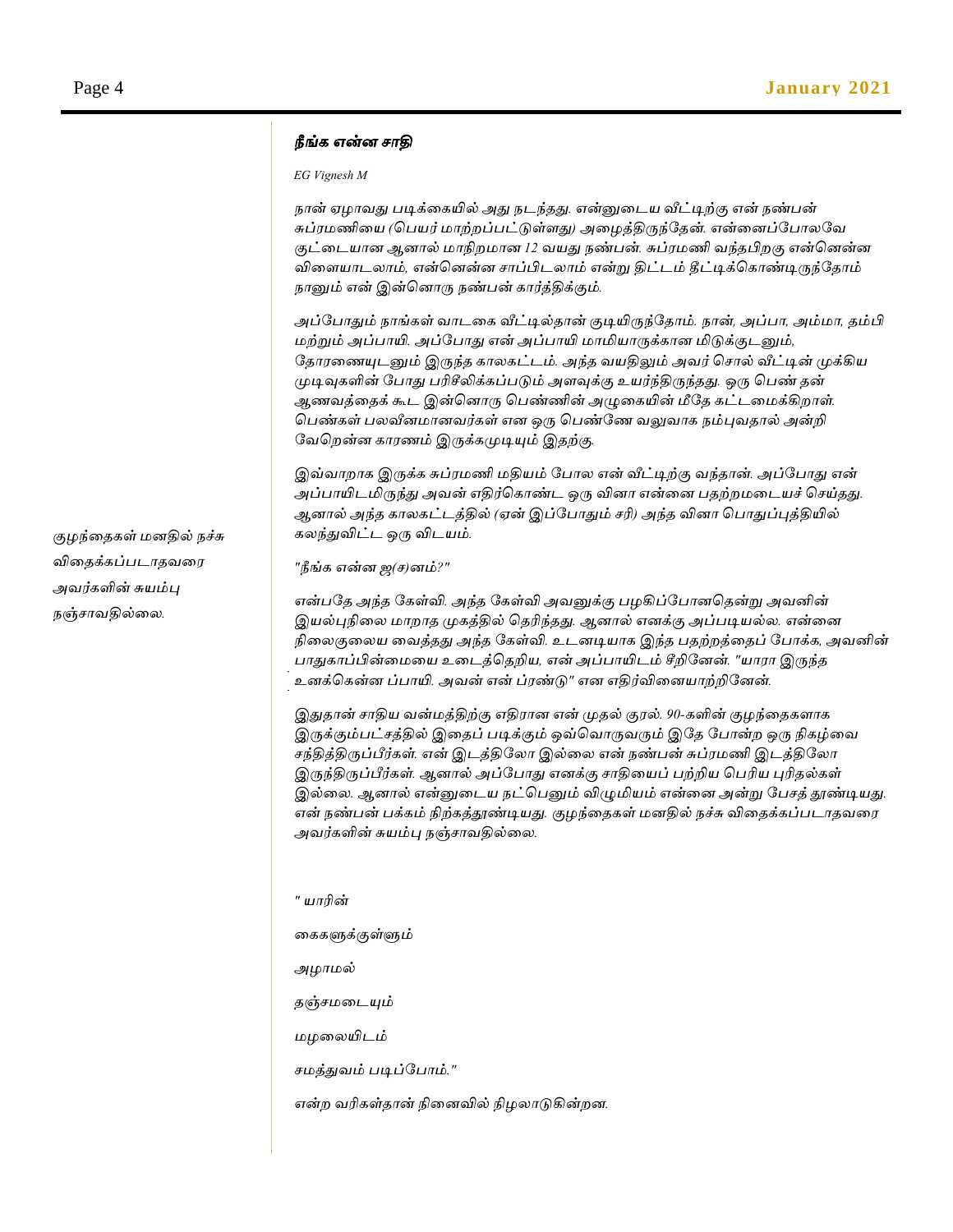### நீங்க என்ன சாதி

*EG Vignesh M*

நான் ஏழாவது படிக்கையில் அது நடந்தது. என்னுடைய வீட்டிற்கு என் நண்பன் சுப்ரமணியை (பெயர் மாற்றப்பட்டுள்ளது) அழைத்திருந்தேன். என்னைப்போலவே குட்டையான ஆனால் மாநிறமான 12 வயது நண்பன். சுப்ரமணி வந்தபிறகு என்னென்ன விளையாடலாம், என்னென்ன சாப்பிடலாம் என்று திட்டம் தீட்டிக்கொண்டிருந்தோம் நானும் என் இன்னொரு நண்பன் கார்த்திக்கும்.

அப்போதும் நாங்கள் வாடகை வீட்டில்தான் குடியிருந்தோம். நான், அப்பா, அம்மா, தம்பி மற்றும் அப்பாயி. அப்போது என் அப்பாயி மாமியாருக்கான மிடுக்குடனும், தோரணையுடனும் இருந்த காலகட்டம். அந்த வயதிலும் அவர் சொல் வீட்டின் முக்கிய முடிவுகளின் போது பரிசீலிக்கப்படும் அளவுக்கு உயர்ந்திருந்தது. ஒரு பெண் தன் ஆணவத்தைக் கூட இன்னொரு பெண்ணின் அழுகையின் மீதே கட்டமைக்கிறாள். பெண்கள் பலவீனமானவர்கள் என ஒரு பெண்ணே வலுவாக நம்புவதால் அன்றி வேறென்ன காரணம் இருக்கமுடியும் இதற்கு.

இவ்வாறாக இருக்க சுப்ரமணி மதியம் போல என் வீட்டிற்கு வந்தான். அப்போது என் அப்பாயிடமிருந்து அவன் எதிர்கொண்ட ஒரு வினா என்னை பதற்றமடையச் செய்தது. ஆனால் அந்த காலகட்டத்தில் (ஏன் இப்போதும் சரி) அந்த வினா பொதுப்புத்தியில் கலந்துவிட்ட ஒரு விடயம்.

"நீங்க என்ன ஜ(ச)னம்?"

என்பதே அந்த கேள்வி. அந்த கேள்வி அவனுக்கு பழகிப்போனதென்று அவனின் இயல்புநிலை மாறாத முகத்தில் தெரிந்தது. ஆனால் எனக்கு அப்படியல்ல. என்னை நிலைகுலைய வைத்தது அந்த கேள்வி. உடனடியாக இந்த பதற்றத்தைப் போக்க, அவனின் பாதுகாப்பின்மையை உடைத்தெறிய, என் அப்பாயிடம் சீறினேன். "யாரா இருந்த உனக்கென்ன ப்பாயி. அவன் என் ப்ரண்டு" என எதிர்வினையாற்றினேன்.

இதுதான் சாதிய வன்மத்திற்கு எதிரான என் முதல் குரல். 90-களின் குழந்தைகளாக இருக்கும்பட்சத்தில் இதைப் படிக்கும் ஒவ்வொருவரும் இதே போன்ற ஒரு நிகழ்வை சந்தித்திருப்பீர்கள். என் இடத்திலோ இல்லை என் நண்பன் சுப்ரமணி இடத்திலோ இருந்திருப்பீர்கள். ஆனால் அப்போது எனக்கு சாதியைப் பற்றிய பெரிய புரிதல்கள் இல்லை. ஆனால் என்னுடைய நட்பெனும் விழுமியம் என்னை அன்று பேசத் தூண்டியது. என் நண்பன் பக்கம் நிற்கத்தூண்டியது. குழந்தைகள் மனதில் நச்சு விதைக்கப்படாதவரை அவர்களின் சுயம்பு நஞ்சாவதில்லை.

" யாரின்

கைகளுக்குள்ளும்

அழாமல்

தஞ்சமடையும்

மழலையிடம்

சமத்துவம் படிப்போம்."

என்ற வரிகள்தான் நினைவில் நிழலாடுகின்றன.

குழந்தைகள் மனதில் நச்சு விதைக்கப்படாதவரை அவர்களின் சுயம்பு நஞ்சாவதில்லை.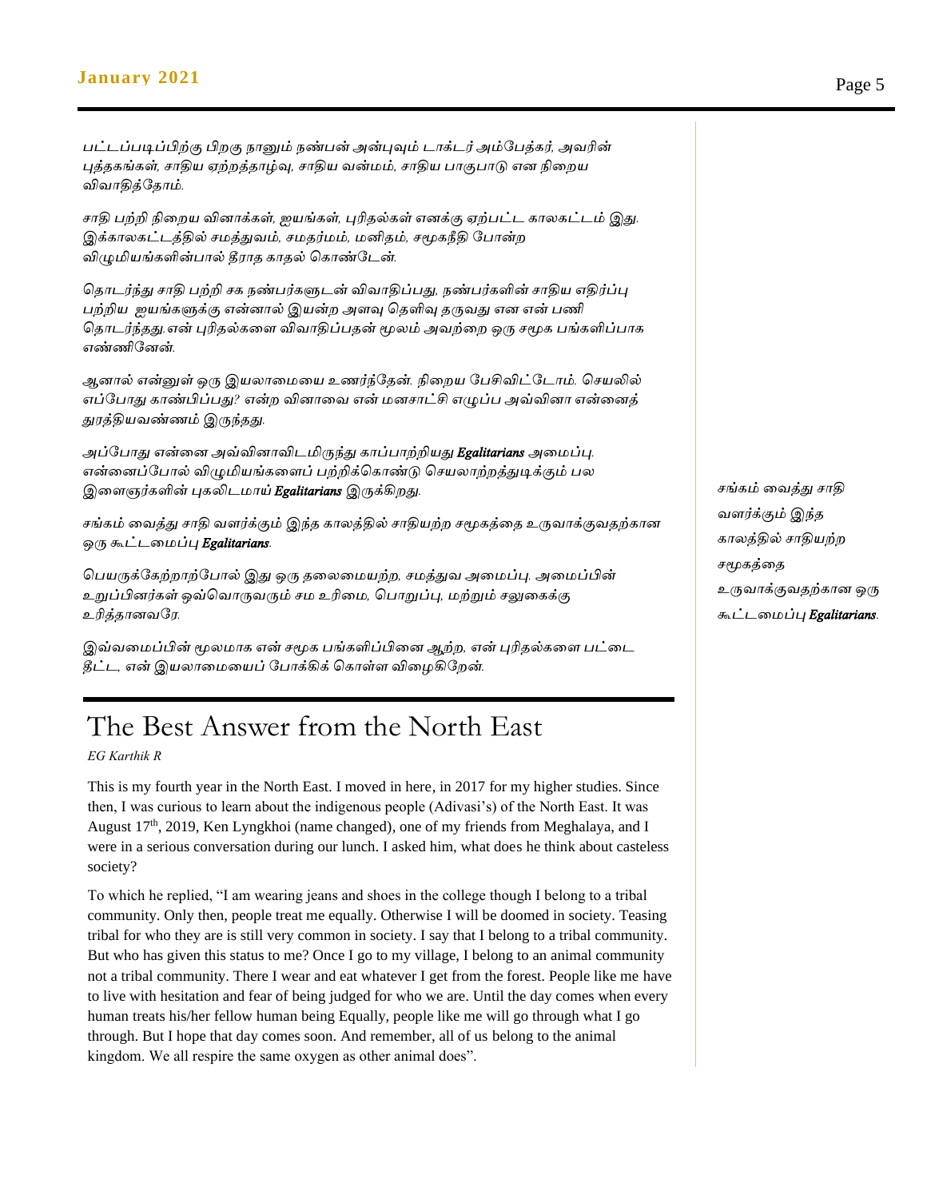*பட்டப்படிப்பிற்கு பிறகு நானும் நண்பன் அன்புவும் டாக்டர் அம்பேத்கர், அவரின் புத்தகங்கள், சாதிய ஏற்றத்தாழ்வு, சாதிய வன்மம், சாதிய பாகுபாடு என நிறைய விவாதித்தோம்.*

*சாதி பற்றி நிறைய வினாக்கள், ஐயங்கள், புரிதல்கள் எனக்கு ஏற்பட்ட காலகட்டம் இது. இக்காலகட்டத்தில் சமத்துவம், சமதர்மம், மனிதம், சமூகநீதி போன்ற விழுமியங்களின்பால் தீராத காதல் கொண்டேன்.*

*தொடர்ந்து சாதி பற்றி சக நண்பர்களுடன் விவாதிப்பது, நண்பர்களின் சாதிய எதிர்ப்பு பற்றிய ஐயங்களுக்கு என்னால் இயன்ற அளவு தெளிவு தருவது என என் பணி தொடர்ந்தது. என் புரிதல்களை விவாதிப்பதன் மூலம் அவற்றை ஒரு சமூக பங்களிப்பாக எண்ணினேன்.*

*ஆனால் என்னுள் ஒரு இயலாமையை உணர்ந்தேன். நிறைய பேசிவிட்டோம். செயலில் எப்போது காண்பிப்பது? என்ற வினாவை என் மனசாட்சி எழுப்ப அவ்வினா என்னைத் துரத்தியவண்ணம் இருந்தது.*

*அப்போது என்னை அவ்வினாவிடமிருந்து காப்பாற்றியது **Egalitarians** அமைப்பு. என்னைப்போல் விழுமியங்களைப் பற்றிக்கொண்டு செயலாற்றத்துடிக்கும் பல இளைஞர்களின் புகலிடமாய் **Egalitarians** இருக்கிறது.*

*சங்கம் வைத்து சாதி வளர்க்கும் இந்த காலத்தில் சாதியற்ற சமூகத்தை உருவாக்குவதற்கான ஒரு கூட்டமைப்பு **Egalitarians**.*

*பெயருக்கேற்றாற்போல் இது ஒரு தலைமையற்ற, சமத்துவ அமைப்பு. அமைப்பின் உறுப்பினர்கள் ஒவ்வொருவரும் சம உரிமை, பொறுப்பு, மற்றும் சலுகைக்கு உரித்தானவரே.*

*இவ்வமைப்பின் மூலமாக என் சமூக பங்களிப்பினை ஆற்ற, என் புரிதல்களை பட்டை தீட்ட, என் இயலாமையைப் போக்கிக் கொள்ள விழைகிறேன்.*

*சங்கம் வைத்து சாதி வளர்க்கும் இந்த காலத்தில் சாதியற்ற சமூகத்தை உருவாக்குவதற்கான ஒரு கூட்டமைப்பு **Egalitarians**.*

# The Best Answer from the North East

*EG Karthik R*

This is my fourth year in the North East. I moved in here, in 2017 for my higher studies. Since then, I was curious to learn about the indigenous people (Adivasi's) of the North East. It was August 17th, 2019, Ken Lyngkhoi (name changed), one of my friends from Meghalaya, and I were in a serious conversation during our lunch. I asked him, what does he think about casteless society?

To which he replied, "I am wearing jeans and shoes in the college though I belong to a tribal community. Only then, people treat me equally. Otherwise I will be doomed in society. Teasing tribal for who they are is still very common in society. I say that I belong to a tribal community. But who has given this status to me? Once I go to my village, I belong to an animal community not a tribal community. There I wear and eat whatever I get from the forest. People like me have to live with hesitation and fear of being judged for who we are. Until the day comes when every human treats his/her fellow human being Equally, people like me will go through what I go through. But I hope that day comes soon. And remember, all of us belong to the animal kingdom. We all respire the same oxygen as other animal does".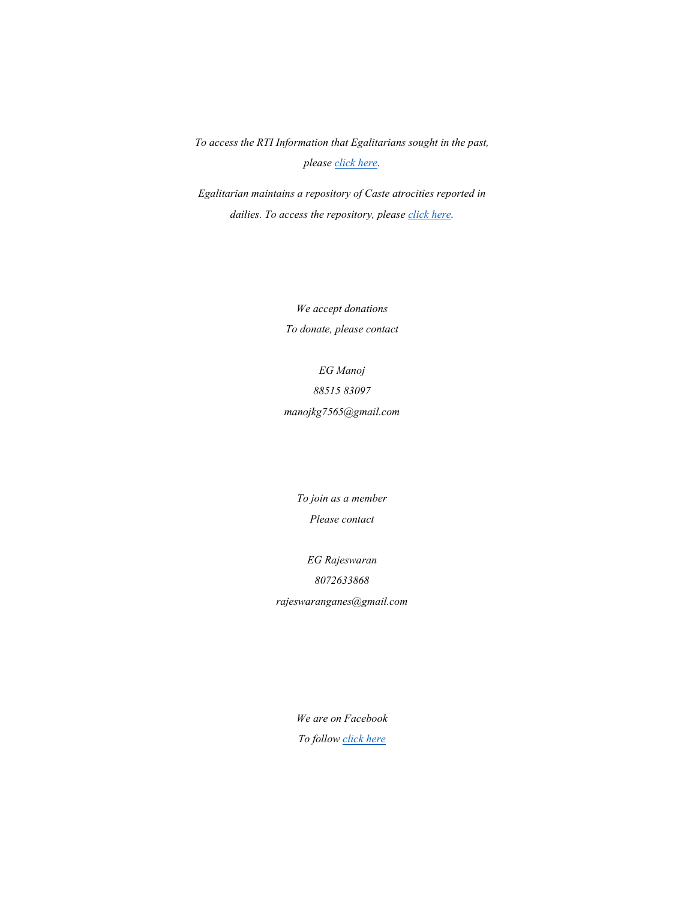*To access the RTI Information that Egalitarians sought in the past, please click here.*

*Egalitarian maintains a repository of Caste atrocities reported in dailies. To access the repository, please click here.*

*We accept donations*
*To donate, please contact*

*EG Manoj*
*88515 83097*
*manojkg7565@gmail.com*

*To join as a member*
*Please contact*

*EG Rajeswaran*
*8072633868*
*rajeswaranganes@gmail.com*

*We are on Facebook*
*To follow click here*